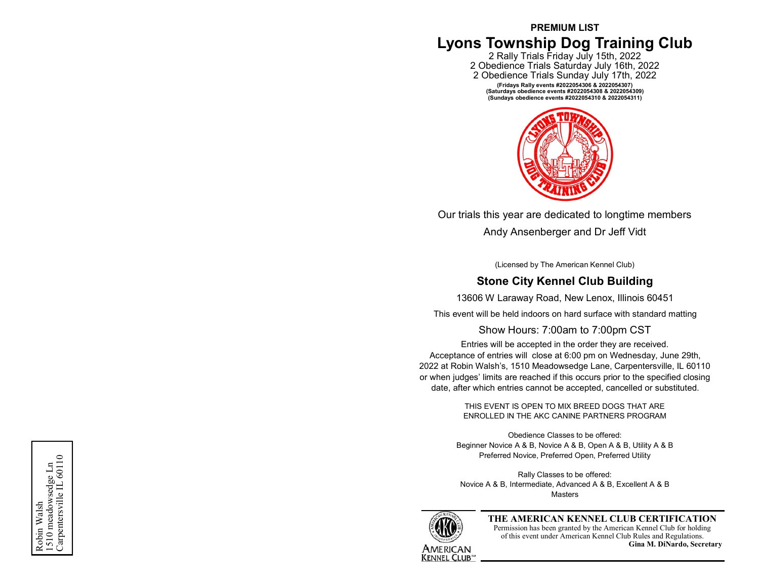**PREMIUM LIST**

# Lyons Township Dog Training Club

2 Rally Trials Friday July 15th, 2022
2 Obedience Trials Saturday July 16th, 2022
2 Obedience Trials Sunday July 17th, 2022

**(Fridays Rally events #2022054306 & 2022054307)**
**(Saturdays obedience events #2022054308 & 2022054309)**
**(Sundays obedience events #2022054310 & 2022054311)**

Our trials this year are dedicated to longtime members

Andy Ansenberger and Dr Jeff Vidt

(Licensed by The American Kennel Club)

## Stone City Kennel Club Building

13606 W Laraway Road, New Lenox, Illinois 60451

This event will be held indoors on hard surface with standard matting

Show Hours: 7:00am to 7:00pm CST

Entries will be accepted in the order they are received. Acceptance of entries will close at 6:00 pm on Wednesday, June 29th, 2022 at Robin Walsh's, 1510 Meadowsedge Lane, Carpentersville, IL 60110 or when judges' limits are reached if this occurs prior to the specified closing date, after which entries cannot be accepted, cancelled or substituted.

THIS EVENT IS OPEN TO MIX BREED DOGS THAT ARE ENROLLED IN THE AKC CANINE PARTNERS PROGRAM

Obedience Classes to be offered:
Beginner Novice A & B, Novice A & B, Open A & B, Utility A & B
Preferred Novice, Preferred Open, Preferred Utility

Rally Classes to be offered:
Novice A & B, Intermediate, Advanced A & B, Excellent A & B
Masters

**THE AMERICAN KENNEL CLUB CERTIFICATION**
Permission has been granted by the American Kennel Club for holding of this event under American Kennel Club Rules and Regulations.
**Gina M. DiNardo, Secretary**

Robin Walsh
1510 meadowsedge Ln
Carpentersville IL 60110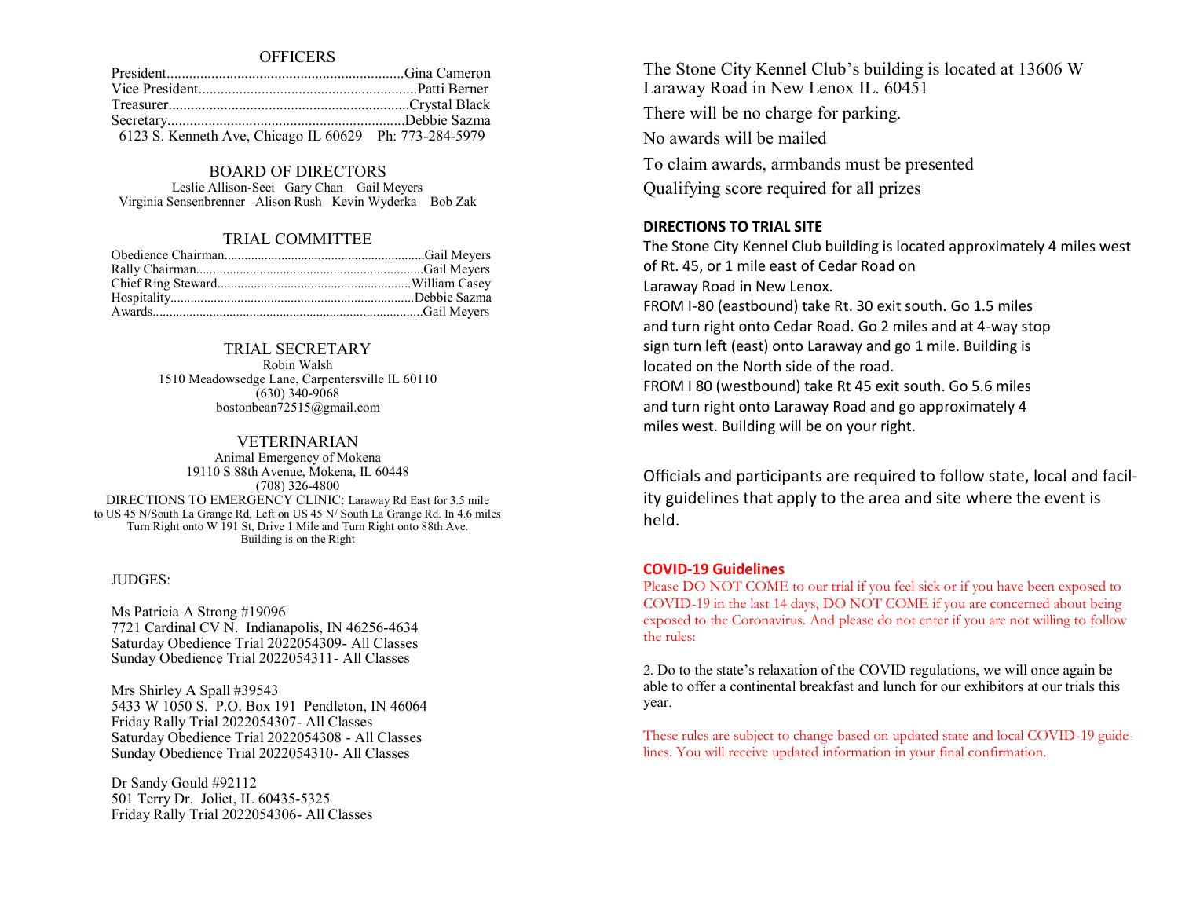## OFFICERS

President................................................................Gina Cameron
Vice President...........................................................Patti Berner
Treasurer.................................................................Crystal Black
Secretary................................................................Debbie Sazma
6123 S. Kenneth Ave, Chicago IL 60629 Ph: 773-284-5979

## BOARD OF DIRECTORS

Leslie Allison-Seei Gary Chan Gail Meyers
Virginia Sensenbrenner Alison Rush Kevin Wyderka Bob Zak

## TRIAL COMMITTEE

Obedience Chairman...........................................................Gail Meyers
Rally Chairman...................................................................Gail Meyers
Chief Ring Steward.........................................................William Casey
Hospitality........................................................................Debbie Sazma
Awards................................................................................Gail Meyers

## TRIAL SECRETARY

Robin Walsh
1510 Meadowsedge Lane, Carpentersville IL 60110
(630) 340-9068
bostonbean72515@gmail.com

## VETERINARIAN

Animal Emergency of Mokena
19110 S 88th Avenue, Mokena, IL 60448
(708) 326-4800
DIRECTIONS TO EMERGENCY CLINIC: Laraway Rd East for 3.5 mile to US 45 N/South La Grange Rd, Left on US 45 N/ South La Grange Rd. In 4.6 miles Turn Right onto W 191 St, Drive 1 Mile and Turn Right onto 88th Ave. Building is on the Right

## JUDGES:

Ms Patricia A Strong #19096
7721 Cardinal CV N. Indianapolis, IN 46256-4634
Saturday Obedience Trial 2022054309- All Classes
Sunday Obedience Trial 2022054311- All Classes

Mrs Shirley A Spall #39543
5433 W 1050 S. P.O. Box 191 Pendleton, IN 46064
Friday Rally Trial 2022054307- All Classes
Saturday Obedience Trial 2022054308 - All Classes
Sunday Obedience Trial 2022054310- All Classes

Dr Sandy Gould #92112
501 Terry Dr. Joliet, IL 60435-5325
Friday Rally Trial 2022054306- All Classes

The Stone City Kennel Club's building is located at 13606 W Laraway Road in New Lenox IL. 60451

There will be no charge for parking.

No awards will be mailed

To claim awards, armbands must be presented

Qualifying score required for all prizes

**DIRECTIONS TO TRIAL SITE**

The Stone City Kennel Club building is located approximately 4 miles west of Rt. 45, or 1 mile east of Cedar Road on Laraway Road in New Lenox.
FROM I-80 (eastbound) take Rt. 30 exit south. Go 1.5 miles and turn right onto Cedar Road. Go 2 miles and at 4-way stop sign turn left (east) onto Laraway and go 1 mile. Building is located on the North side of the road.
FROM I 80 (westbound) take Rt 45 exit south. Go 5.6 miles and turn right onto Laraway Road and go approximately 4 miles west. Building will be on your right.

Officials and participants are required to follow state, local and facility guidelines that apply to the area and site where the event is held.

**COVID-19 Guidelines**

Please DO NOT COME to our trial if you feel sick or if you have been exposed to COVID-19 in the last 14 days, DO NOT COME if you are concerned about being exposed to the Coronavirus. And please do not enter if you are not willing to follow the rules:

2. Do to the state's relaxation of the COVID regulations, we will once again be able to offer a continental breakfast and lunch for our exhibitors at our trials this year.

These rules are subject to change based on updated state and local COVID-19 guidelines. You will receive updated information in your final confirmation.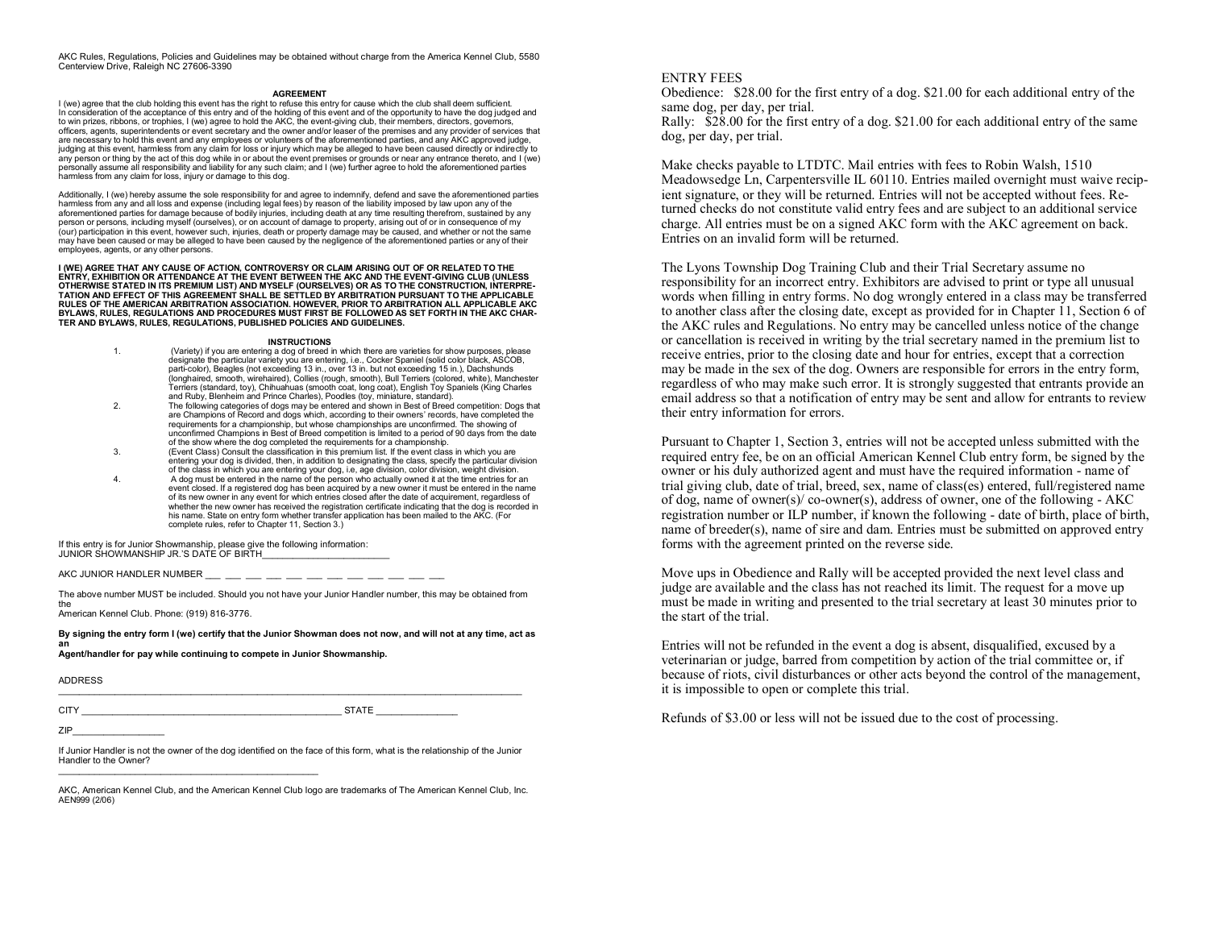AKC Rules, Regulations, Policies and Guidelines may be obtained without charge from the America Kennel Club, 5580 Centerview Drive, Raleigh NC 27606-3390

## AGREEMENT

I (we) agree that the club holding this event has the right to refuse this entry for cause which the club shall deem sufficient. In consideration of the acceptance of this entry and of the holding of this event and of the opportunity to have the dog judged and to win prizes, ribbons, or trophies, I (we) agree to hold the AKC, the event-giving club, their members, directors, governors, officers, agents, superintendents or event secretary and the owner and/or leaser of the premises and any provider of services that are necessary to hold this event and any employees or volunteers of the aforementioned parties, and any AKC approved judge, judging at this event, harmless from any claim for loss or injury which may be alleged to have been caused directly or indirectly to any person or thing by the act of this dog while in or about the event premises or grounds or near any entrance thereto, and I (we) personally assume all responsibility and liability for any such claim; and I (we) further agree to hold the aforementioned parties harmless from any claim for loss, injury or damage to this dog.

Additionally, I (we) hereby assume the sole responsibility for and agree to indemnify, defend and save the aforementioned parties harmless from any and all loss and expense (including legal fees) by reason of the liability imposed by law upon any of the aforementioned parties for damage because of bodily injuries, including death at any time resulting therefrom, sustained by any person or persons, including myself (ourselves), or on account of damage to property, arising out of or in consequence of my (our) participation in this event, however such, injuries, death or property damage may be caused, and whether or not the same may have been caused or may be alleged to have been caused by the negligence of the aforementioned parties or any of their employees, agents, or any other persons.

**I (WE) AGREE THAT ANY CAUSE OF ACTION, CONTROVERSY OR CLAIM ARISING OUT OF OR RELATED TO THE ENTRY, EXHIBITION OR ATTENDANCE AT THE EVENT BETWEEN THE AKC AND THE EVENT-GIVING CLUB (UNLESS OTHERWISE STATED IN ITS PREMIUM LIST) AND MYSELF (OURSELVES) OR AS TO THE CONSTRUCTION, INTERPRETATION AND EFFECT OF THIS AGREEMENT SHALL BE SETTLED BY ARBITRATION PURSUANT TO THE APPLICABLE RULES OF THE AMERICAN ARBITRATION ASSOCIATION. HOWEVER, PRIOR TO ARBITRATION ALL APPLICABLE AKC BYLAWS, RULES, REGULATIONS AND PROCEDURES MUST FIRST BE FOLLOWED AS SET FORTH IN THE AKC CHARTER AND BYLAWS, RULES, REGULATIONS, PUBLISHED POLICIES AND GUIDELINES.**

## INSTRUCTIONS

1. (Variety) if you are entering a dog of breed in which there are varieties for show purposes, please designate the particular variety you are entering, i.e., Cocker Spaniel (solid color black, ASCOB, parti-color), Beagles (not exceeding 13 in., over 13 in. but not exceeding 15 in.), Dachshunds (longhaired, smooth, wirehaired), Collies (rough, smooth), Bull Terriers (colored, white), Manchester Terriers (standard, toy), Chihuahuas (smooth coat, long coat), English Toy Spaniels (King Charles and Ruby, Blenheim and Prince Charles), Poodles (toy, miniature, standard).
2. The following categories of dogs may be entered and shown in Best of Breed competition: Dogs that are Champions of Record and dogs which, according to their owners' records, have completed the requirements for a championship, but whose championships are unconfirmed. The showing of unconfirmed Champions in Best of Breed competition is limited to a period of 90 days from the date of the show where the dog completed the requirements for a championship.
3. (Event Class) Consult the classification in this premium list. If the event class in which you are entering your dog is divided, then, in addition to designating the class, specify the particular division of the class in which you are entering your dog, i.e, age division, color division, weight division.
4. A dog must be entered in the name of the person who actually owned it at the time entries for an event closed. If a registered dog has been acquired by a new owner it must be entered in the name of its new owner in any event for which entries closed after the date of acquirement, regardless of whether the new owner has received the registration certificate indicating that the dog is recorded in his name. State on entry form whether transfer application has been mailed to the AKC. (For complete rules, refer to Chapter 11, Section 3.)

If this entry is for Junior Showmanship, please give the following information:
JUNIOR SHOWMANSHIP JR.'S DATE OF BIRTH________________________

AKC JUNIOR HANDLER NUMBER ___ ___ ___ ___ ___ ___ ___ ___ ___ ___ ___ ___

The above number MUST be included. Should you not have your Junior Handler number, this may be obtained from the
American Kennel Club. Phone: (919) 816-3776.

**By signing the entry form I (we) certify that the Junior Showman does not now, and will not at any time, act as an
Agent/handler for pay while continuing to compete in Junior Showmanship.**

ADDRESS
_______________________________________________________________________________

CITY _______________________________________________ STATE ______________

ZIP________________

If Junior Handler is not the owner of the dog identified on the face of this form, what is the relationship of the Junior Handler to the Owner?
_______________________________________________

AKC, American Kennel Club, and the American Kennel Club logo are trademarks of The American Kennel Club, Inc.
AEN999 (2/06)

ENTRY FEES
Obedience: $28.00 for the first entry of a dog. $21.00 for each additional entry of the same dog, per day, per trial.
Rally: $28.00 for the first entry of a dog. $21.00 for each additional entry of the same dog, per day, per trial.

Make checks payable to LTDTC. Mail entries with fees to Robin Walsh, 1510 Meadowsedge Ln, Carpentersville IL 60110. Entries mailed overnight must waive recipient signature, or they will be returned. Entries will not be accepted without fees. Returned checks do not constitute valid entry fees and are subject to an additional service charge. All entries must be on a signed AKC form with the AKC agreement on back. Entries on an invalid form will be returned.

The Lyons Township Dog Training Club and their Trial Secretary assume no responsibility for an incorrect entry. Exhibitors are advised to print or type all unusual words when filling in entry forms. No dog wrongly entered in a class may be transferred to another class after the closing date, except as provided for in Chapter 11, Section 6 of the AKC rules and Regulations. No entry may be cancelled unless notice of the change or cancellation is received in writing by the trial secretary named in the premium list to receive entries, prior to the closing date and hour for entries, except that a correction may be made in the sex of the dog. Owners are responsible for errors in the entry form, regardless of who may make such error. It is strongly suggested that entrants provide an email address so that a notification of entry may be sent and allow for entrants to review their entry information for errors.

Pursuant to Chapter 1, Section 3, entries will not be accepted unless submitted with the required entry fee, be on an official American Kennel Club entry form, be signed by the owner or his duly authorized agent and must have the required information - name of trial giving club, date of trial, breed, sex, name of class(es) entered, full/registered name of dog, name of owner(s)/ co-owner(s), address of owner, one of the following - AKC registration number or ILP number, if known the following - date of birth, place of birth, name of breeder(s), name of sire and dam. Entries must be submitted on approved entry forms with the agreement printed on the reverse side.

Move ups in Obedience and Rally will be accepted provided the next level class and judge are available and the class has not reached its limit. The request for a move up must be made in writing and presented to the trial secretary at least 30 minutes prior to the start of the trial.

Entries will not be refunded in the event a dog is absent, disqualified, excused by a veterinarian or judge, barred from competition by action of the trial committee or, if because of riots, civil disturbances or other acts beyond the control of the management, it is impossible to open or complete this trial.

Refunds of $3.00 or less will not be issued due to the cost of processing.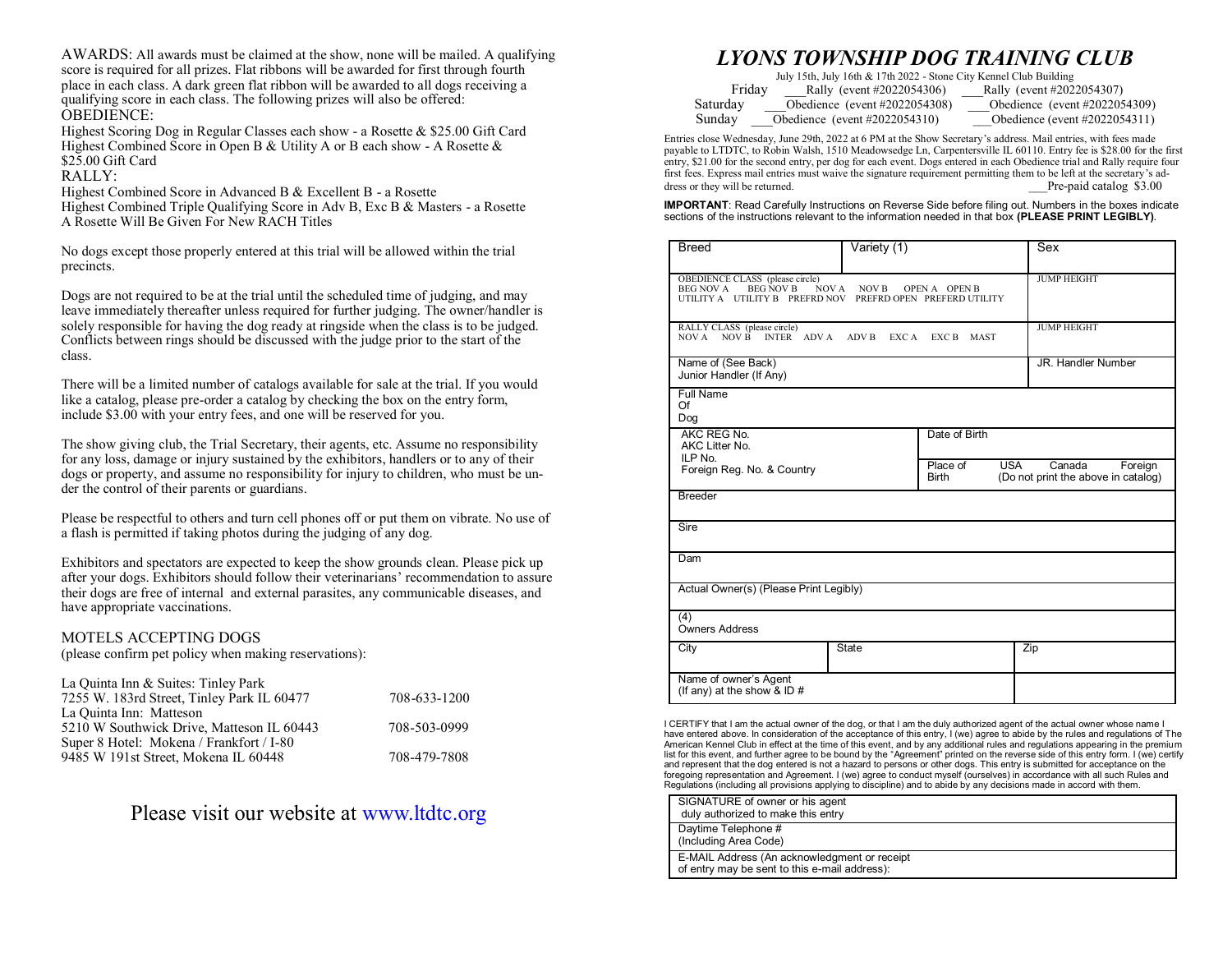AWARDS: All awards must be claimed at the show, none will be mailed. A qualifying score is required for all prizes. Flat ribbons will be awarded for first through fourth place in each class. A dark green flat ribbon will be awarded to all dogs receiving a qualifying score in each class. The following prizes will also be offered:

OBEDIENCE:

Highest Scoring Dog in Regular Classes each show - a Rosette & $25.00 Gift Card
Highest Combined Score in Open B & Utility A or B each show - A Rosette & $25.00 Gift Card

RALLY:

Highest Combined Score in Advanced B & Excellent B - a Rosette
Highest Combined Triple Qualifying Score in Adv B, Exc B & Masters - a Rosette
A Rosette Will Be Given For New RACH Titles

No dogs except those properly entered at this trial will be allowed within the trial precincts.

Dogs are not required to be at the trial until the scheduled time of judging, and may leave immediately thereafter unless required for further judging. The owner/handler is solely responsible for having the dog ready at ringside when the class is to be judged. Conflicts between rings should be discussed with the judge prior to the start of the class.

There will be a limited number of catalogs available for sale at the trial. If you would like a catalog, please pre-order a catalog by checking the box on the entry form, include $3.00 with your entry fees, and one will be reserved for you.

The show giving club, the Trial Secretary, their agents, etc. Assume no responsibility for any loss, damage or injury sustained by the exhibitors, handlers or to any of their dogs or property, and assume no responsibility for injury to children, who must be under the control of their parents or guardians.

Please be respectful to others and turn cell phones off or put them on vibrate. No use of a flash is permitted if taking photos during the judging of any dog.

Exhibitors and spectators are expected to keep the show grounds clean. Please pick up after your dogs. Exhibitors should follow their veterinarians' recommendation to assure their dogs are free of internal and external parasites, any communicable diseases, and have appropriate vaccinations.

MOTELS ACCEPTING DOGS
(please confirm pet policy when making reservations):

| | |
|---|---|
| La Quinta Inn & Suites: Tinley Park<br>7255 W. 183rd Street, Tinley Park IL 60477 | 708-633-1200 |
| La Quinta Inn: Matteson<br>5210 W Southwick Drive, Matteson IL 60443 | 708-503-0999 |
| Super 8 Hotel: Mokena / Frankfort / I-80<br>9485 W 191st Street, Mokena IL 60448 | 708-479-7808 |

Please visit our website at www.ltdtc.org

# *LYONS TOWNSHIP DOG TRAINING CLUB*

July 15th, July 16th & 17th 2022 - Stone City Kennel Club Building

| | | |
|---|---|---|
| Friday | ___Rally (event #2022054306) | ___Rally (event #2022054307) |
| Saturday | ___Obedience (event #2022054308) | ___Obedience (event #2022054309) |
| Sunday | ___Obedience (event #2022054310) | ___Obedience (event #2022054311) |

Entries close Wednesday, June 29th, 2022 at 6 PM at the Show Secretary's address. Mail entries, with fees made payable to LTDTC, to Robin Walsh, 1510 Meadowsedge Ln, Carpentersville IL 60110. Entry fee is $28.00 for the first entry, $21.00 for the second entry, per dog for each event. Dogs entered in each Obedience trial and Rally require four first fees. Express mail entries must waive the signature requirement permitting them to be left at the secretary's address or they will be returned.

___Pre-paid catalog $3.00

**IMPORTANT**: Read Carefully Instructions on Reverse Side before filing out. Numbers in the boxes indicate sections of the instructions relevant to the information needed in that box **(PLEASE PRINT LEGIBLY)**.

| | | |
|---|---|---|
| Breed | Variety (1) | Sex |
| OBEDIENCE CLASS (please circle) BEG NOV A BEG NOV B NOV A NOV B OPEN A OPEN B UTILITY A UTILITY B PREFRD NOV PREFRD OPEN PREFERD UTILITY | | JUMP HEIGHT |
| RALLY CLASS (please circle) NOV A NOV B INTER ADV A ADV B EXC A EXC B MAST | | JUMP HEIGHT |
| Name of (See Back) Junior Handler (If Any) | | JR. Handler Number |
| Full Name Of Dog | | |
| AKC REG No. AKC Litter No. ILP No. Foreign Reg. No. & Country | Date of Birth | |
| | Place of Birth USA Canada Foreign (Do not print the above in catalog) | |
| Breeder | | |
| Sire | | |
| Dam | | |
| Actual Owner(s) (Please Print Legibly) | | |
| (4) Owners Address | | |
| City | State | Zip |
| Name of owner's Agent (If any) at the show & ID # | | |

I CERTIFY that I am the actual owner of the dog, or that I am the duly authorized agent of the actual owner whose name I have entered above. In consideration of the acceptance of this entry, I (we) agree to abide by the rules and regulations of The American Kennel Club in effect at the time of this event, and by any additional rules and regulations appearing in the premium list for this event, and further agree to be bound by the "Agreement" printed on the reverse side of this entry form. I (we) certify and represent that the dog entered is not a hazard to persons or other dogs. This entry is submitted for acceptance on the foregoing representation and Agreement. I (we) agree to conduct myself (ourselves) in accordance with all such Rules and Regulations (including all provisions applying to discipline) and to abide by any decisions made in accord with them.

| |
|---|
| SIGNATURE of owner or his agent duly authorized to make this entry |
| Daytime Telephone # (Including Area Code) |
| E-MAIL Address (An acknowledgment or receipt of entry may be sent to this e-mail address): |